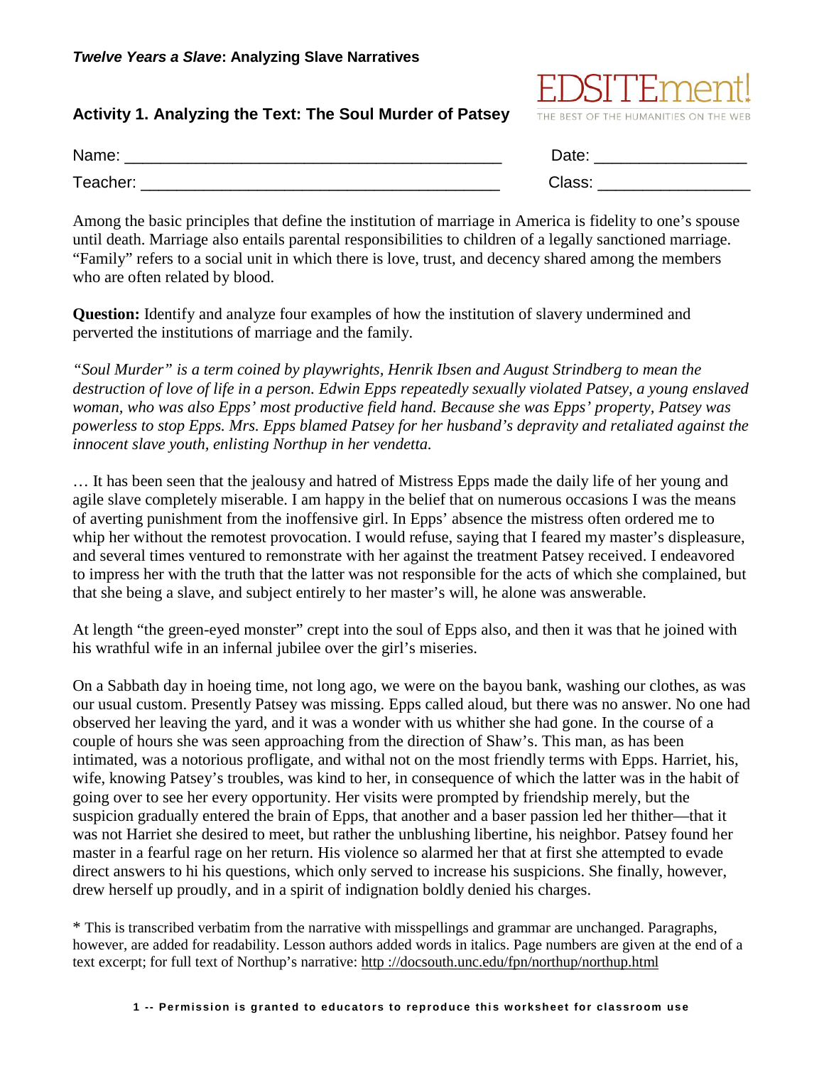***Twelve Years a Slave*: Analyzing Slave Narratives**

EDSITEment!
THE BEST OF THE HUMANITIES ON THE WEB

## Activity 1. Analyzing the Text: The Soul Murder of Patsey

Name: ______________________________________________ Date: __________________

Teacher: ____________________________________________ Class: __________________

Among the basic principles that define the institution of marriage in America is fidelity to one's spouse until death. Marriage also entails parental responsibilities to children of a legally sanctioned marriage. "Family" refers to a social unit in which there is love, trust, and decency shared among the members who are often related by blood.

**Question:** Identify and analyze four examples of how the institution of slavery undermined and perverted the institutions of marriage and the family.

*"Soul Murder" is a term coined by playwrights, Henrik Ibsen and August Strindberg to mean the destruction of love of life in a person. Edwin Epps repeatedly sexually violated Patsey, a young enslaved woman, who was also Epps' most productive field hand. Because she was Epps' property, Patsey was powerless to stop Epps. Mrs. Epps blamed Patsey for her husband's depravity and retaliated against the innocent slave youth, enlisting Northup in her vendetta.*

… It has been seen that the jealousy and hatred of Mistress Epps made the daily life of her young and agile slave completely miserable. I am happy in the belief that on numerous occasions I was the means of averting punishment from the inoffensive girl. In Epps' absence the mistress often ordered me to whip her without the remotest provocation. I would refuse, saying that I feared my master's displeasure, and several times ventured to remonstrate with her against the treatment Patsey received. I endeavored to impress her with the truth that the latter was not responsible for the acts of which she complained, but that she being a slave, and subject entirely to her master's will, he alone was answerable.

At length "the green-eyed monster" crept into the soul of Epps also, and then it was that he joined with his wrathful wife in an infernal jubilee over the girl's miseries.

On a Sabbath day in hoeing time, not long ago, we were on the bayou bank, washing our clothes, as was our usual custom. Presently Patsey was missing. Epps called aloud, but there was no answer. No one had observed her leaving the yard, and it was a wonder with us whither she had gone. In the course of a couple of hours she was seen approaching from the direction of Shaw's. This man, as has been intimated, was a notorious profligate, and withal not on the most friendly terms with Epps. Harriet, his, wife, knowing Patsey's troubles, was kind to her, in consequence of which the latter was in the habit of going over to see her every opportunity. Her visits were prompted by friendship merely, but the suspicion gradually entered the brain of Epps, that another and a baser passion led her thither—that it was not Harriet she desired to meet, but rather the unblushing libertine, his neighbor. Patsey found her master in a fearful rage on her return. His violence so alarmed her that at first she attempted to evade direct answers to hi his questions, which only served to increase his suspicions. She finally, however, drew herself up proudly, and in a spirit of indignation boldly denied his charges.

\* This is transcribed verbatim from the narrative with misspellings and grammar are unchanged. Paragraphs, however, are added for readability. Lesson authors added words in italics. Page numbers are given at the end of a text excerpt; for full text of Northup's narrative: http ://docsouth.unc.edu/fpn/northup/northup.html

**1 -- Permission is granted to educators to reproduce this worksheet for classroom use**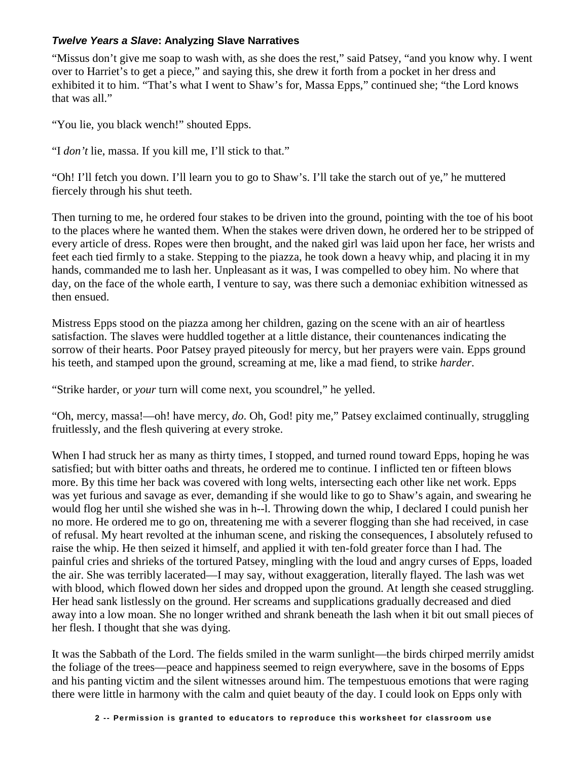***Twelve Years a Slave*: Analyzing Slave Narratives**

"Missus don't give me soap to wash with, as she does the rest," said Patsey, "and you know why. I went over to Harriet's to get a piece," and saying this, she drew it forth from a pocket in her dress and exhibited it to him. "That's what I went to Shaw's for, Massa Epps," continued she; "the Lord knows that was all."

"You lie, you black wench!" shouted Epps.

"I *don't* lie, massa. If you kill me, I'll stick to that."

"Oh! I'll fetch you down. I'll learn you to go to Shaw's. I'll take the starch out of ye," he muttered fiercely through his shut teeth.

Then turning to me, he ordered four stakes to be driven into the ground, pointing with the toe of his boot to the places where he wanted them. When the stakes were driven down, he ordered her to be stripped of every article of dress. Ropes were then brought, and the naked girl was laid upon her face, her wrists and feet each tied firmly to a stake. Stepping to the piazza, he took down a heavy whip, and placing it in my hands, commanded me to lash her. Unpleasant as it was, I was compelled to obey him. No where that day, on the face of the whole earth, I venture to say, was there such a demoniac exhibition witnessed as then ensued.

Mistress Epps stood on the piazza among her children, gazing on the scene with an air of heartless satisfaction. The slaves were huddled together at a little distance, their countenances indicating the sorrow of their hearts. Poor Patsey prayed piteously for mercy, but her prayers were vain. Epps ground his teeth, and stamped upon the ground, screaming at me, like a mad fiend, to strike *harder*.

"Strike harder, or *your* turn will come next, you scoundrel," he yelled.

"Oh, mercy, massa!—oh! have mercy, *do*. Oh, God! pity me," Patsey exclaimed continually, struggling fruitlessly, and the flesh quivering at every stroke.

When I had struck her as many as thirty times, I stopped, and turned round toward Epps, hoping he was satisfied; but with bitter oaths and threats, he ordered me to continue. I inflicted ten or fifteen blows more. By this time her back was covered with long welts, intersecting each other like net work. Epps was yet furious and savage as ever, demanding if she would like to go to Shaw's again, and swearing he would flog her until she wished she was in h--l. Throwing down the whip, I declared I could punish her no more. He ordered me to go on, threatening me with a severer flogging than she had received, in case of refusal. My heart revolted at the inhuman scene, and risking the consequences, I absolutely refused to raise the whip. He then seized it himself, and applied it with ten-fold greater force than I had. The painful cries and shrieks of the tortured Patsey, mingling with the loud and angry curses of Epps, loaded the air. She was terribly lacerated—I may say, without exaggeration, literally flayed. The lash was wet with blood, which flowed down her sides and dropped upon the ground. At length she ceased struggling. Her head sank listlessly on the ground. Her screams and supplications gradually decreased and died away into a low moan. She no longer writhed and shrank beneath the lash when it bit out small pieces of her flesh. I thought that she was dying.

It was the Sabbath of the Lord. The fields smiled in the warm sunlight—the birds chirped merrily amidst the foliage of the trees—peace and happiness seemed to reign everywhere, save in the bosoms of Epps and his panting victim and the silent witnesses around him. The tempestuous emotions that were raging there were little in harmony with the calm and quiet beauty of the day. I could look on Epps only with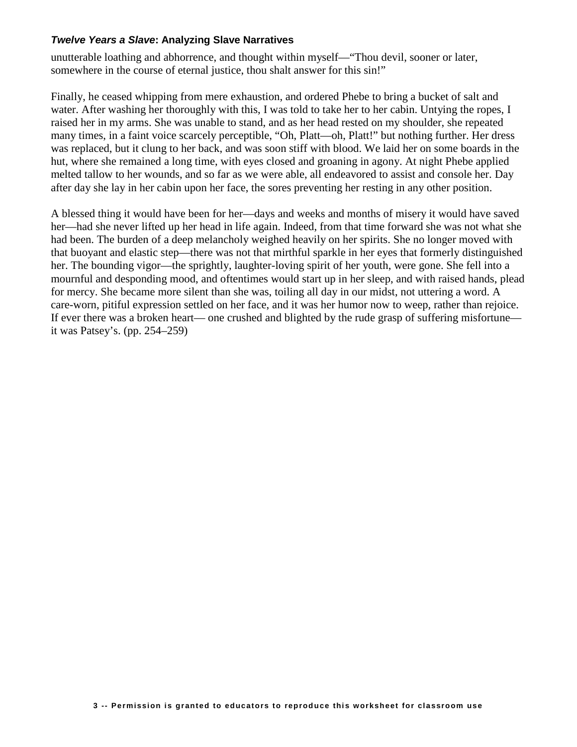unutterable loathing and abhorrence, and thought within myself—“Thou devil, sooner or later, somewhere in the course of eternal justice, thou shalt answer for this sin!”

Finally, he ceased whipping from mere exhaustion, and ordered Phebe to bring a bucket of salt and water. After washing her thoroughly with this, I was told to take her to her cabin. Untying the ropes, I raised her in my arms. She was unable to stand, and as her head rested on my shoulder, she repeated many times, in a faint voice scarcely perceptible, “Oh, Platt—oh, Platt!” but nothing further. Her dress was replaced, but it clung to her back, and was soon stiff with blood. We laid her on some boards in the hut, where she remained a long time, with eyes closed and groaning in agony. At night Phebe applied melted tallow to her wounds, and so far as we were able, all endeavored to assist and console her. Day after day she lay in her cabin upon her face, the sores preventing her resting in any other position.

A blessed thing it would have been for her—days and weeks and months of misery it would have saved her—had she never lifted up her head in life again. Indeed, from that time forward she was not what she had been. The burden of a deep melancholy weighed heavily on her spirits. She no longer moved with that buoyant and elastic step—there was not that mirthful sparkle in her eyes that formerly distinguished her. The bounding vigor—the sprightly, laughter-loving spirit of her youth, were gone. She fell into a mournful and desponding mood, and oftentimes would start up in her sleep, and with raised hands, plead for mercy. She became more silent than she was, toiling all day in our midst, not uttering a word. A care-worn, pitiful expression settled on her face, and it was her humor now to weep, rather than rejoice. If ever there was a broken heart— one crushed and blighted by the rude grasp of suffering misfortune—it was Patsey’s. (pp. 254–259)